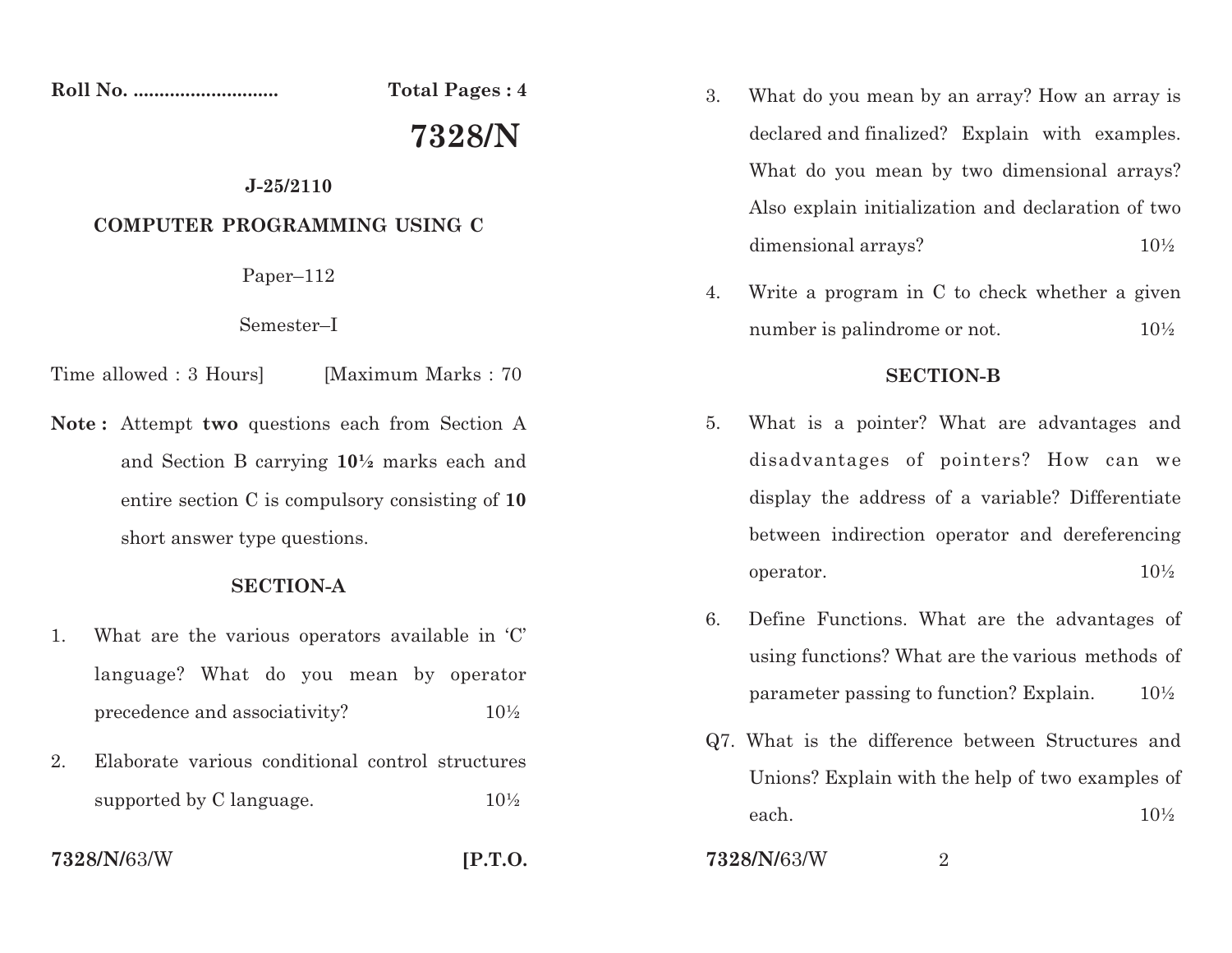Roll No. ........................... **Total Pages : 4**

# 7328/N

**J-25/2110**

**COMPUTER PROGRAMMING USING C**

Paper–112

Semester–I

Time allowed : 3 Hours] [Maximum Marks : 70

**Note :** Attempt **two** questions each from Section A and Section B carrying **10½** marks each and entire section C is compulsory consisting of **10** short answer type questions.

## SECTION-A

1. What are the various operators available in 'C' language? What do you mean by operator precedence and associativity? 10½

2. Elaborate various conditional control structures supported by C language. 10½

3. What do you mean by an array? How an array is declared and finalized? Explain with examples. What do you mean by two dimensional arrays? Also explain initialization and declaration of two dimensional arrays? 10½

4. Write a program in C to check whether a given number is palindrome or not. 10½

## SECTION-B

5. What is a pointer? What are advantages and disadvantages of pointers? How can we display the address of a variable? Differentiate between indirection operator and dereferencing operator. 10½

6. Define Functions. What are the advantages of using functions? What are the various methods of parameter passing to function? Explain. 10½

Q7. What is the difference between Structures and Unions? Explain with the help of two examples of each. 10½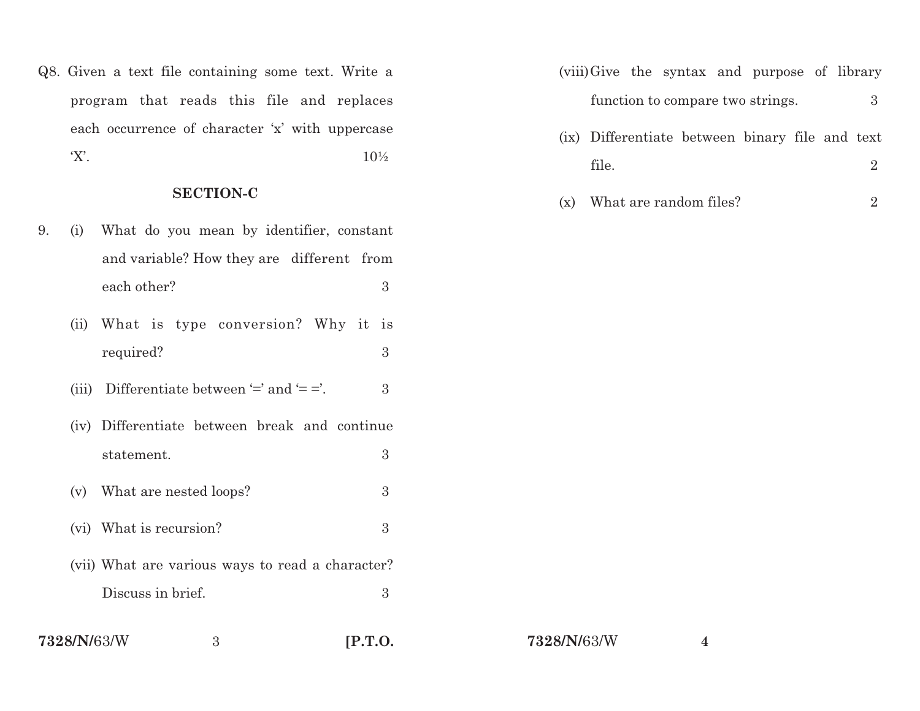Q8. Given a text file containing some text. Write a program that reads this file and replaces each occurrence of character 'x' with uppercase 'X'. 10½

## SECTION-C

9\. (i) What do you mean by identifier, constant and variable? How they are different from each other? 3

(ii) What is type conversion? Why it is required? 3

(iii) Differentiate between '=' and '= ='. 3

(iv) Differentiate between break and continue statement. 3

(v) What are nested loops? 3

(vi) What is recursion? 3

(vii) What are various ways to read a character? Discuss in brief. 3

(viii) Give the syntax and purpose of library function to compare two strings. 3

(ix) Differentiate between binary file and text file. 2

(x) What are random files? 2